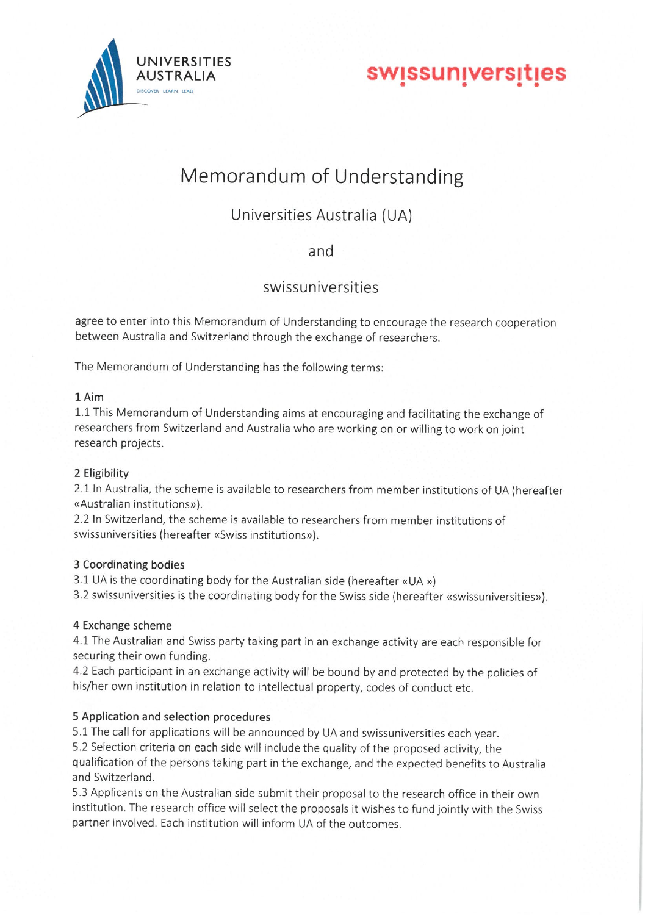# Memorandum of Understanding

## Universities Australia (UA)

## and

## swissuniversities

agree to enter into this Memorandum of Understanding to encourage the research cooperation between Australia and Switzerland through the exchange of researchers.

The Memorandum of Understanding has the following terms:

### 1 Aim

1.1 This Memorandum of Understanding aims at encouraging and facilitating the exchange of researchers from Switzerland and Australia who are working on or willing to work on joint research projects.

### 2 Eligibility

2.1 In Australia, the scheme is available to researchers from member institutions of UA (hereafter «Australian institutions»).

2.2 In Switzerland, the scheme is available to researchers from member institutions of swissuniversities (hereafter «Swiss institutions»).

### 3 Coordinating bodies

3.1 UA is the coordinating body for the Australian side (hereafter «UA »)

3.2 swissuniversities is the coordinating body for the Swiss side (hereafter «swissuniversities»).

### 4 Exchange scheme

4.1 The Australian and Swiss party taking part in an exchange activity are each responsible for securing their own funding.

4.2 Each participant in an exchange activity will be bound by and protected by the policies of his/her own institution in relation to intellectual property, codes of conduct etc.

### 5 Application and selection procedures

5.1 The call for applications will be announced by UA and swissuniversities each year.

5.2 Selection criteria on each side will include the quality of the proposed activity, the qualification of the persons taking part in the exchange, and the expected benefits to Australia and Switzerland.

5.3 Applicants on the Australian side submit their proposal to the research office in their own institution. The research office will select the proposals it wishes to fund jointly with the Swiss partner involved. Each institution will inform UA of the outcomes.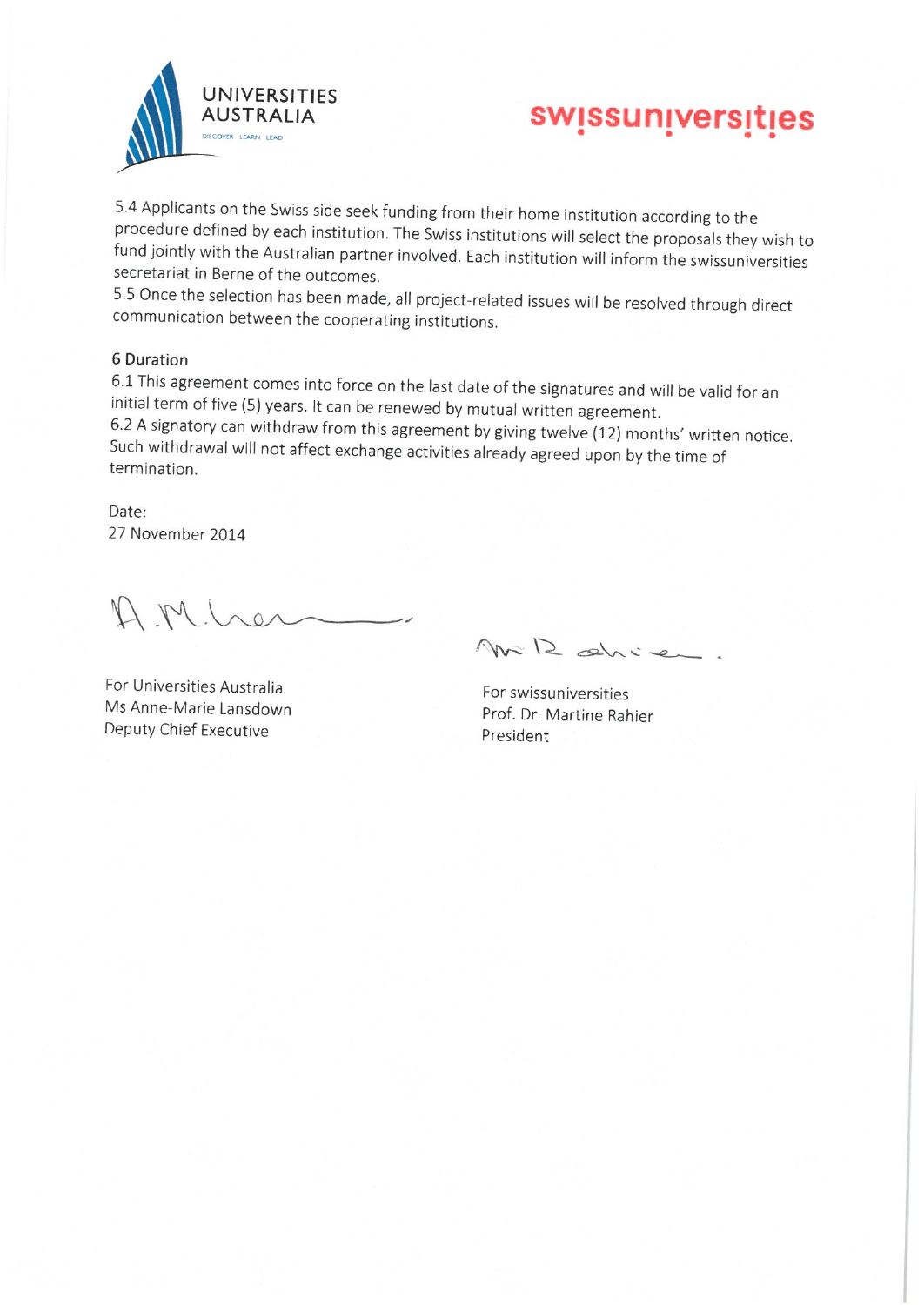5.4 Applicants on the Swiss side seek funding from their home institution according to the procedure defined by each institution. The Swiss institutions will select the proposals they wish to fund jointly with the Australian partner involved. Each institution will inform the swissuniversities secretariat in Berne of the outcomes.

5.5 Once the selection has been made, all project-related issues will be resolved through direct communication between the cooperating institutions.

## 6 Duration

6.1 This agreement comes into force on the last date of the signatures and will be valid for an initial term of five (5) years. It can be renewed by mutual written agreement.

6.2 A signatory can withdraw from this agreement by giving twelve (12) months' written notice. Such withdrawal will not affect exchange activities already agreed upon by the time of termination.

Date:
27 November 2014

For Universities Australia
Ms Anne-Marie Lansdown
Deputy Chief Executive

For swissuniversities
Prof. Dr. Martine Rahier
President